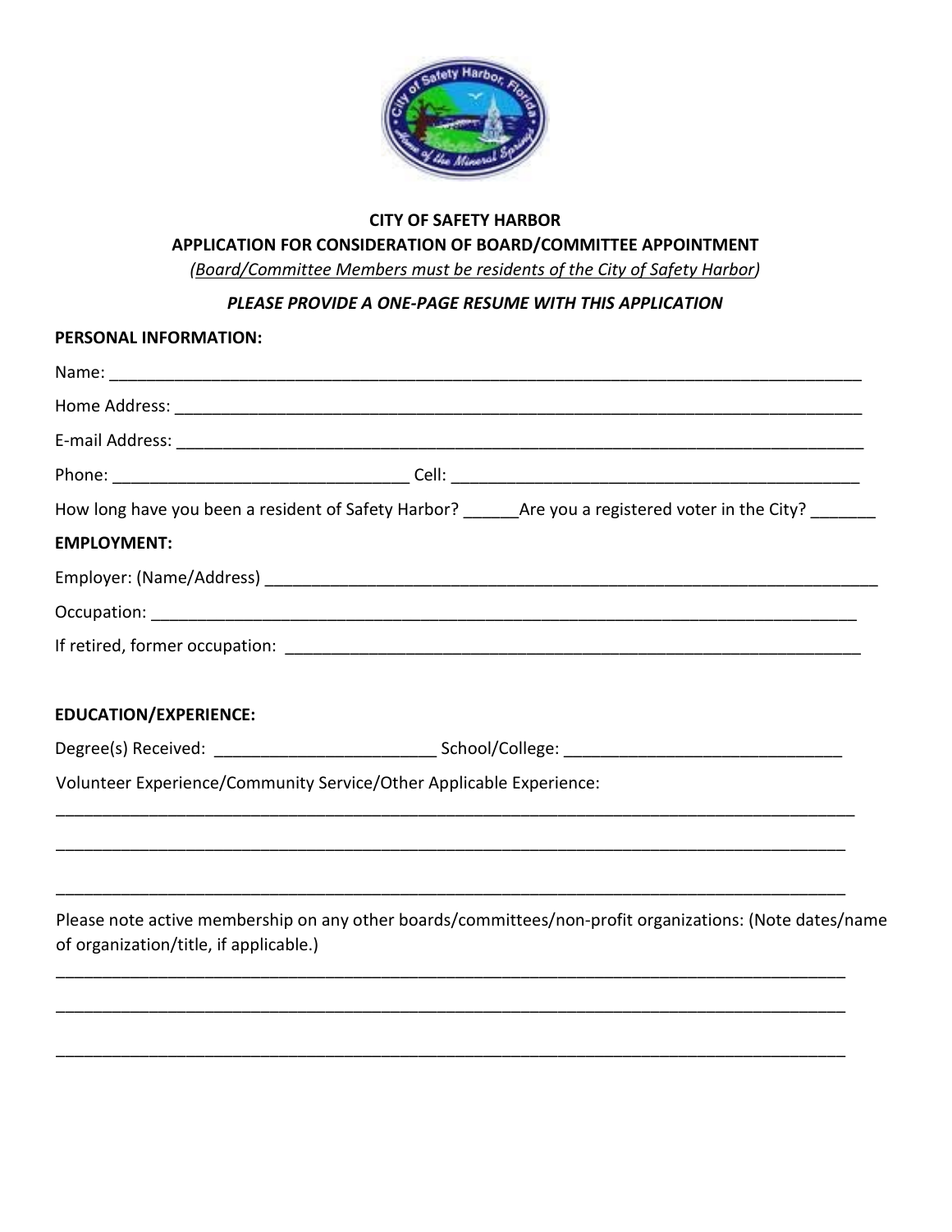**CITY OF SAFETY HARBOR**

**APPLICATION FOR CONSIDERATION OF BOARD/COMMITTEE APPOINTMENT**

*(Board/Committee Members must be residents of the City of Safety Harbor)*

***PLEASE PROVIDE A ONE-PAGE RESUME WITH THIS APPLICATION***

**PERSONAL INFORMATION:**

Name: ______________________________________________________________________________

Home Address: _______________________________________________________________________

E-mail Address: ______________________________________________________________________

Phone: ________________________________ Cell: __________________________________________

How long have you been a resident of Safety Harbor? ______Are you a registered voter in the City? _______

**EMPLOYMENT:**

Employer: (Name/Address) ______________________________________________________________

Occupation: __________________________________________________________________________

If retired, former occupation: ___________________________________________________________

**EDUCATION/EXPERIENCE:**

Degree(s) Received: ________________________ School/College: _____________________________

Volunteer Experience/Community Service/Other Applicable Experience:

_________________________________________________________________________________________

_________________________________________________________________________________________

_________________________________________________________________________________________

Please note active membership on any other boards/committees/non-profit organizations: (Note dates/name of organization/title, if applicable.)

_________________________________________________________________________________________

_________________________________________________________________________________________

_________________________________________________________________________________________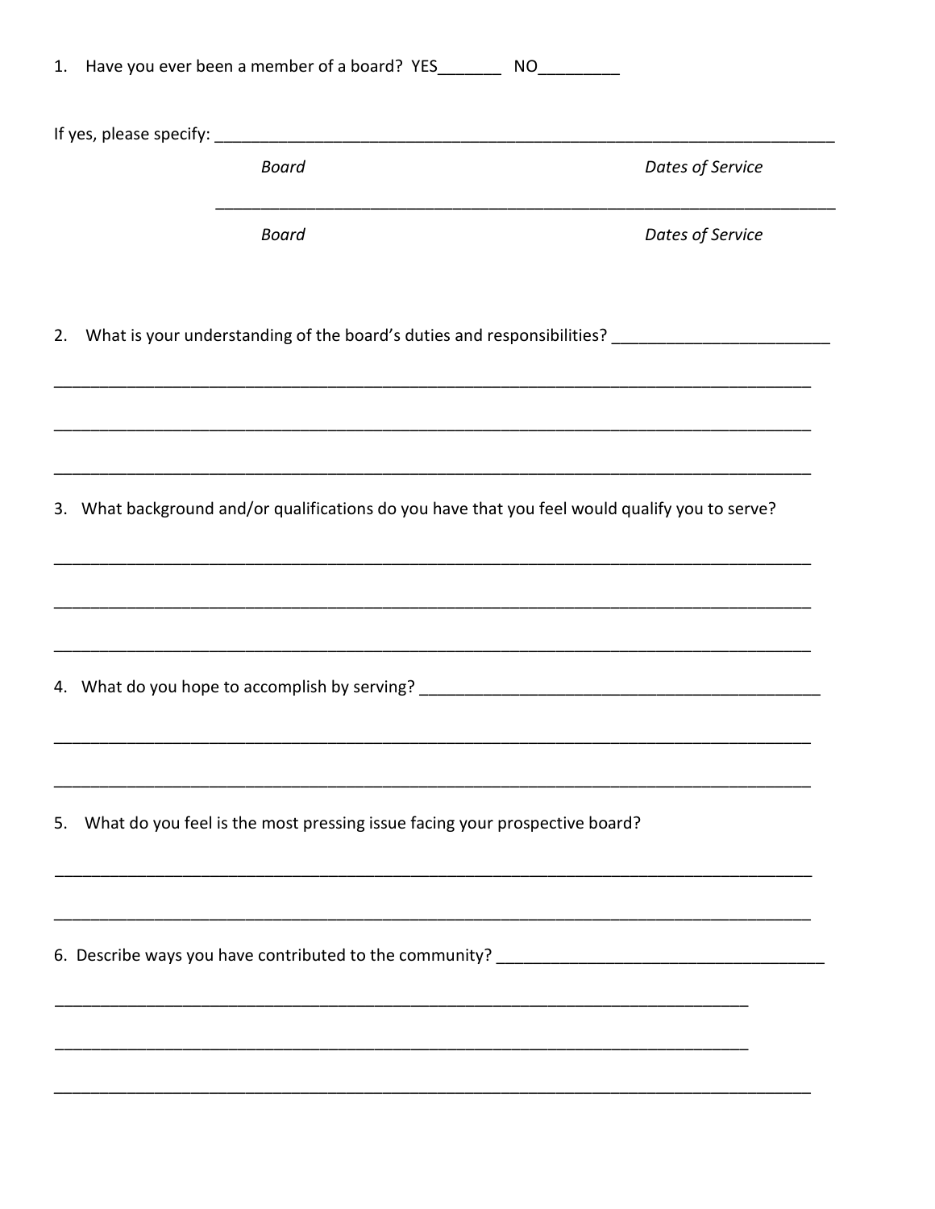1. Have you ever been a member of a board? YES_______ NO_________

If yes, please specify: ______________________________________________________________________

*Board* *Dates of Service*

______________________________________________________________________

*Board* *Dates of Service*

2. What is your understanding of the board's duties and responsibilities? ________________________

______________________________________________________________________________________

______________________________________________________________________________________

______________________________________________________________________________________

3. What background and/or qualifications do you have that you feel would qualify you to serve?

______________________________________________________________________________________

______________________________________________________________________________________

______________________________________________________________________________________

4. What do you hope to accomplish by serving? _______________________________________________

______________________________________________________________________________________

______________________________________________________________________________________

5. What do you feel is the most pressing issue facing your prospective board?

______________________________________________________________________________________

______________________________________________________________________________________

6. Describe ways you have contributed to the community? _____________________________________

________________________________________________________________________________

________________________________________________________________________________

______________________________________________________________________________________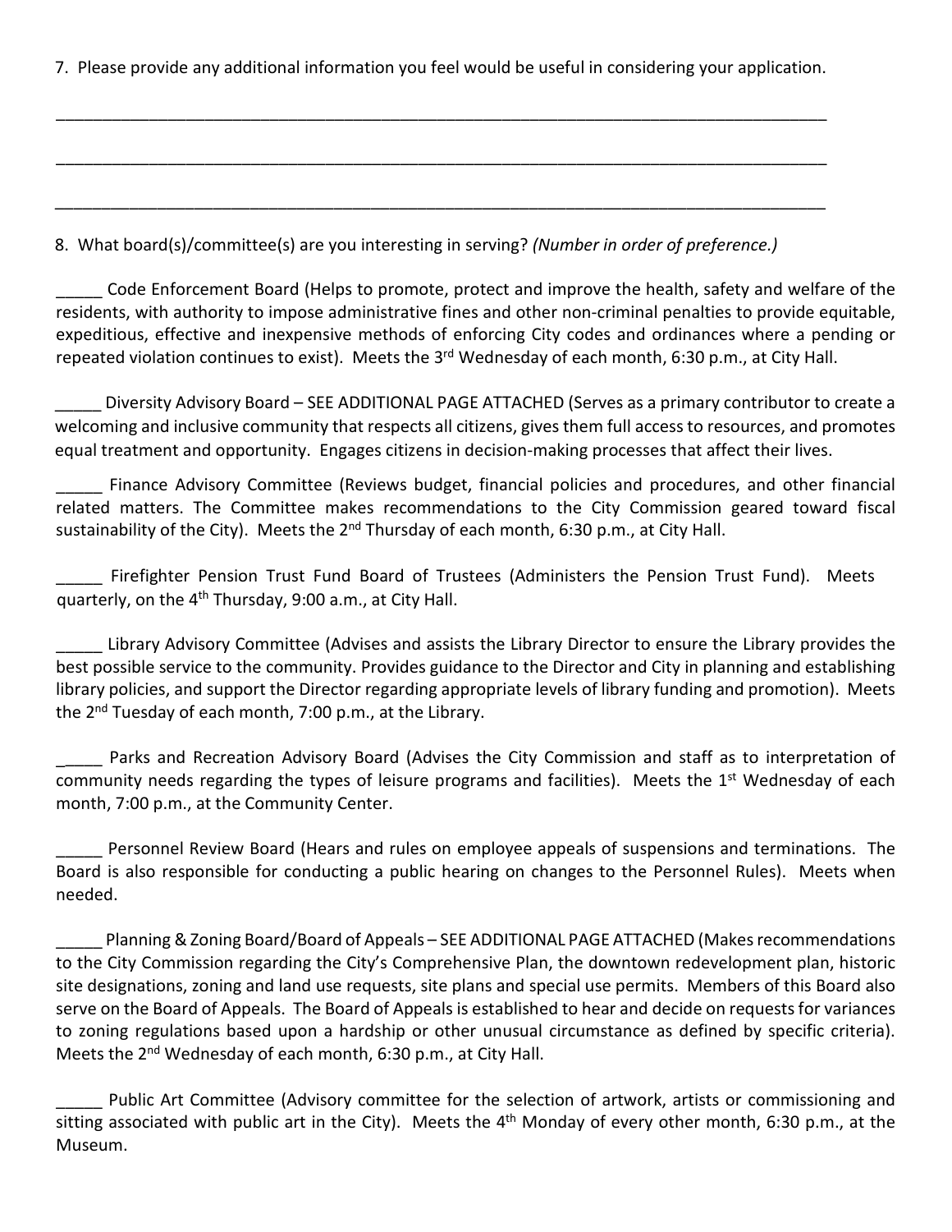7. Please provide any additional information you feel would be useful in considering your application.

\_\_\_\_\_\_\_\_\_\_\_\_\_\_\_\_\_\_\_\_\_\_\_\_\_\_\_\_\_\_\_\_\_\_\_\_\_\_\_\_\_\_\_\_\_\_\_\_\_\_\_\_\_\_\_\_\_\_\_\_\_\_\_\_\_\_\_\_\_\_\_\_\_\_\_\_\_\_\_\_\_\_\_\_\_\_

\_\_\_\_\_\_\_\_\_\_\_\_\_\_\_\_\_\_\_\_\_\_\_\_\_\_\_\_\_\_\_\_\_\_\_\_\_\_\_\_\_\_\_\_\_\_\_\_\_\_\_\_\_\_\_\_\_\_\_\_\_\_\_\_\_\_\_\_\_\_\_\_\_\_\_\_\_\_\_\_\_\_\_\_\_\_

\_\_\_\_\_\_\_\_\_\_\_\_\_\_\_\_\_\_\_\_\_\_\_\_\_\_\_\_\_\_\_\_\_\_\_\_\_\_\_\_\_\_\_\_\_\_\_\_\_\_\_\_\_\_\_\_\_\_\_\_\_\_\_\_\_\_\_\_\_\_\_\_\_\_\_\_\_\_\_\_\_\_\_\_\_\_

8. What board(s)/committee(s) are you interesting in serving? *(Number in order of preference.)*

\_\_\_\_\_ Code Enforcement Board (Helps to promote, protect and improve the health, safety and welfare of the residents, with authority to impose administrative fines and other non-criminal penalties to provide equitable, expeditious, effective and inexpensive methods of enforcing City codes and ordinances where a pending or repeated violation continues to exist). Meets the 3rd Wednesday of each month, 6:30 p.m., at City Hall.

\_\_\_\_\_ Diversity Advisory Board – SEE ADDITIONAL PAGE ATTACHED (Serves as a primary contributor to create a welcoming and inclusive community that respects all citizens, gives them full access to resources, and promotes equal treatment and opportunity. Engages citizens in decision-making processes that affect their lives.

\_\_\_\_\_ Finance Advisory Committee (Reviews budget, financial policies and procedures, and other financial related matters. The Committee makes recommendations to the City Commission geared toward fiscal sustainability of the City). Meets the 2nd Thursday of each month, 6:30 p.m., at City Hall.

\_\_\_\_\_ Firefighter Pension Trust Fund Board of Trustees (Administers the Pension Trust Fund). Meets quarterly, on the 4th Thursday, 9:00 a.m., at City Hall.

\_\_\_\_\_ Library Advisory Committee (Advises and assists the Library Director to ensure the Library provides the best possible service to the community. Provides guidance to the Director and City in planning and establishing library policies, and support the Director regarding appropriate levels of library funding and promotion). Meets the 2nd Tuesday of each month, 7:00 p.m., at the Library.

\_\_\_\_\_ Parks and Recreation Advisory Board (Advises the City Commission and staff as to interpretation of community needs regarding the types of leisure programs and facilities). Meets the 1st Wednesday of each month, 7:00 p.m., at the Community Center.

\_\_\_\_\_ Personnel Review Board (Hears and rules on employee appeals of suspensions and terminations. The Board is also responsible for conducting a public hearing on changes to the Personnel Rules). Meets when needed.

\_\_\_\_\_ Planning & Zoning Board/Board of Appeals – SEE ADDITIONAL PAGE ATTACHED (Makes recommendations to the City Commission regarding the City's Comprehensive Plan, the downtown redevelopment plan, historic site designations, zoning and land use requests, site plans and special use permits. Members of this Board also serve on the Board of Appeals. The Board of Appeals is established to hear and decide on requests for variances to zoning regulations based upon a hardship or other unusual circumstance as defined by specific criteria). Meets the 2nd Wednesday of each month, 6:30 p.m., at City Hall.

\_\_\_\_\_ Public Art Committee (Advisory committee for the selection of artwork, artists or commissioning and sitting associated with public art in the City). Meets the 4th Monday of every other month, 6:30 p.m., at the Museum.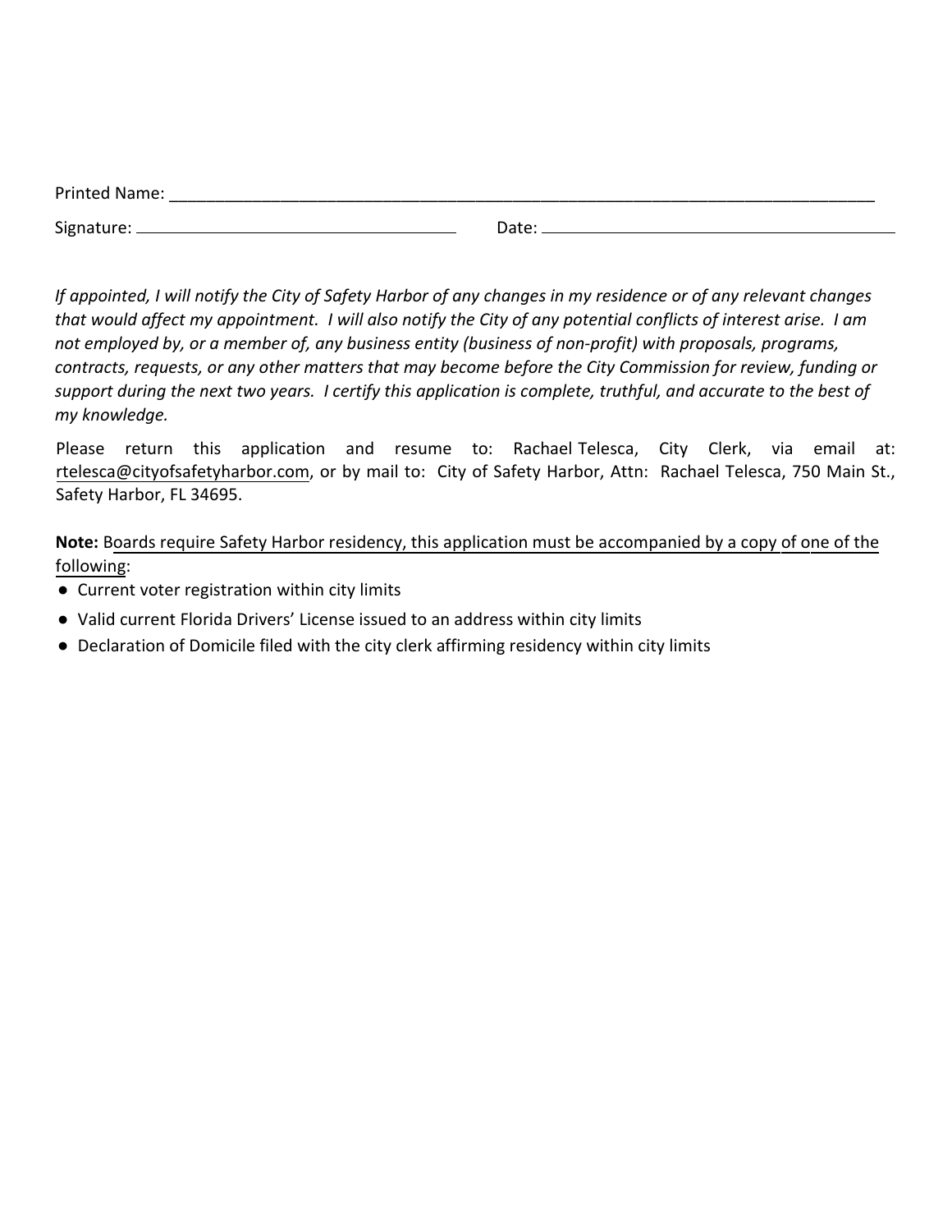Printed Name: ___________________________________________________________________________

Signature: ___________________________________ Date: _________________________________________

*If appointed, I will notify the City of Safety Harbor of any changes in my residence or of any relevant changes that would affect my appointment. I will also notify the City of any potential conflicts of interest arise. I am not employed by, or a member of, any business entity (business of non-profit) with proposals, programs, contracts, requests, or any other matters that may become before the City Commission for review, funding or support during the next two years. I certify this application is complete, truthful, and accurate to the best of my knowledge.*

Please return this application and resume to: Rachael Telesca, City Clerk, via email at: rtelesca@cityofsafetyharbor.com, or by mail to: City of Safety Harbor, Attn: Rachael Telesca, 750 Main St., Safety Harbor, FL 34695.

**Note:** Boards require Safety Harbor residency, this application must be accompanied by a copy of one of the following:

- Current voter registration within city limits
- Valid current Florida Drivers' License issued to an address within city limits
- Declaration of Domicile filed with the city clerk affirming residency within city limits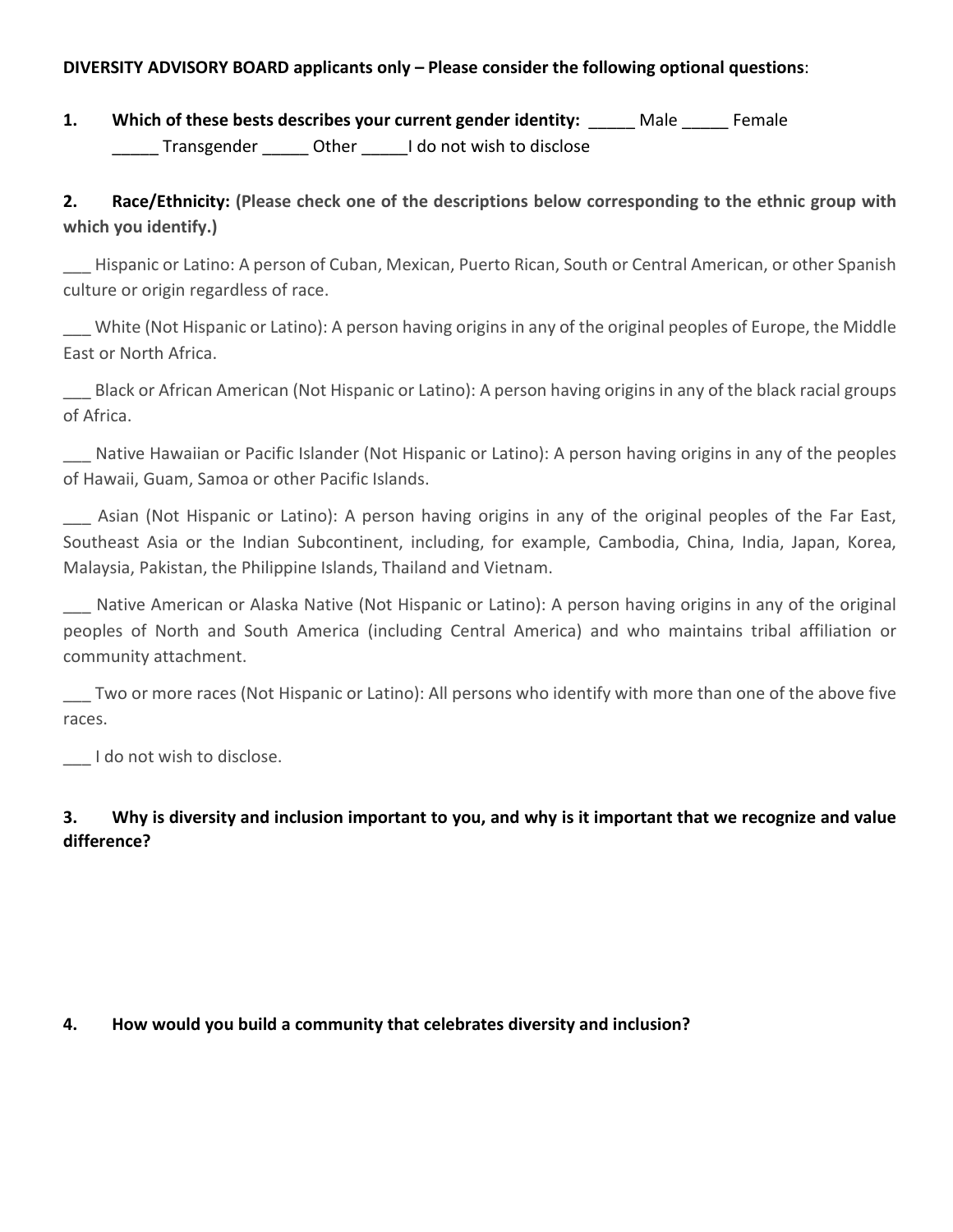**DIVERSITY ADVISORY BOARD applicants only – Please consider the following optional questions**:

**1. Which of these bests describes your current gender identity:** _____ Male _____ Female _____ Transgender _____ Other _____I do not wish to disclose

**2. Race/Ethnicity: (Please check one of the descriptions below corresponding to the ethnic group with which you identify.)**

___ Hispanic or Latino: A person of Cuban, Mexican, Puerto Rican, South or Central American, or other Spanish culture or origin regardless of race.

___ White (Not Hispanic or Latino): A person having origins in any of the original peoples of Europe, the Middle East or North Africa.

___ Black or African American (Not Hispanic or Latino): A person having origins in any of the black racial groups of Africa.

___ Native Hawaiian or Pacific Islander (Not Hispanic or Latino): A person having origins in any of the peoples of Hawaii, Guam, Samoa or other Pacific Islands.

___ Asian (Not Hispanic or Latino): A person having origins in any of the original peoples of the Far East, Southeast Asia or the Indian Subcontinent, including, for example, Cambodia, China, India, Japan, Korea, Malaysia, Pakistan, the Philippine Islands, Thailand and Vietnam.

___ Native American or Alaska Native (Not Hispanic or Latino): A person having origins in any of the original peoples of North and South America (including Central America) and who maintains tribal affiliation or community attachment.

___ Two or more races (Not Hispanic or Latino): All persons who identify with more than one of the above five races.

___ I do not wish to disclose.

**3. Why is diversity and inclusion important to you, and why is it important that we recognize and value difference?**

**4. How would you build a community that celebrates diversity and inclusion?**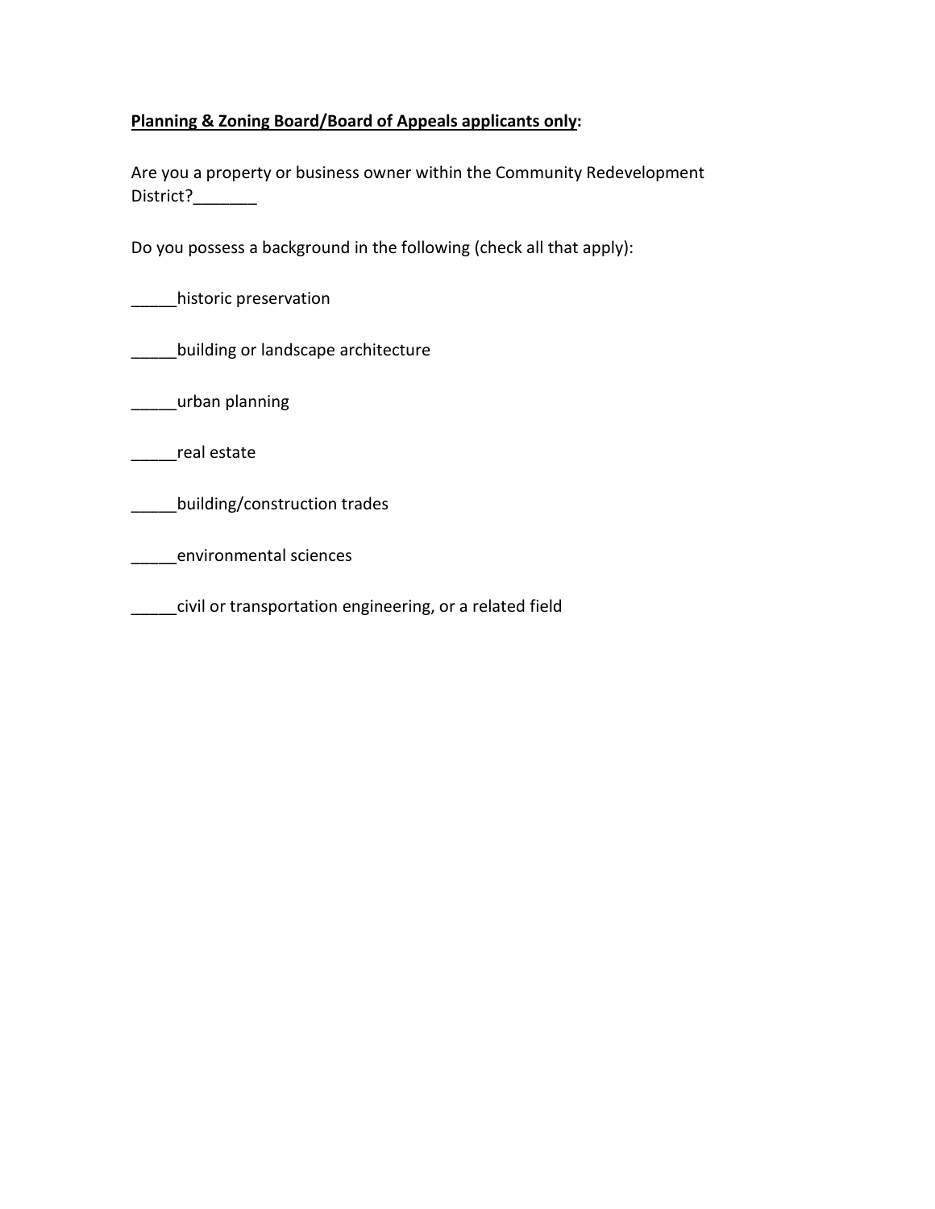**<u>Planning & Zoning Board/Board of Appeals applicants only</u>:**

Are you a property or business owner within the Community Redevelopment District?_______

Do you possess a background in the following (check all that apply):

_____historic preservation

_____building or landscape architecture

_____urban planning

_____real estate

_____building/construction trades

_____environmental sciences

_____civil or transportation engineering, or a related field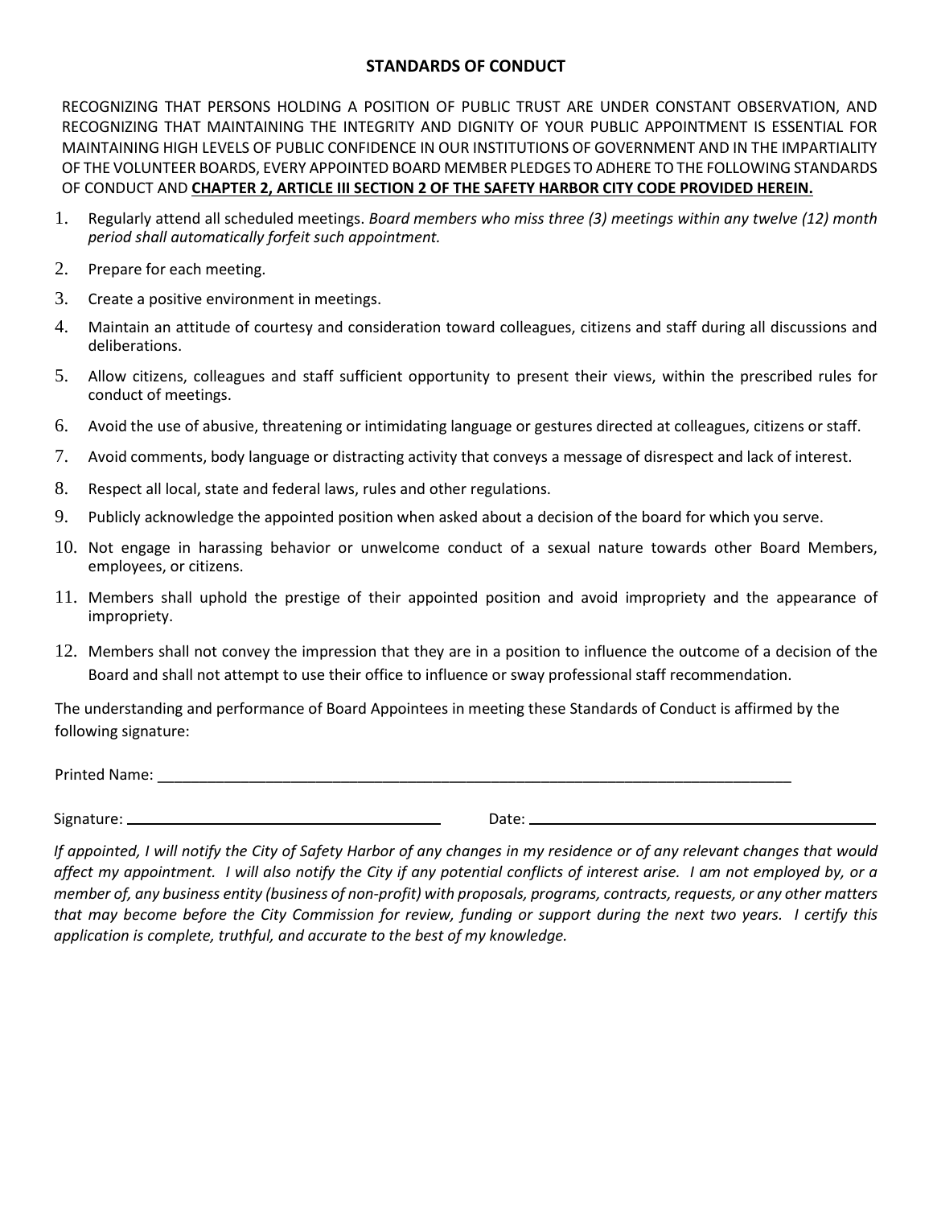## STANDARDS OF CONDUCT

RECOGNIZING THAT PERSONS HOLDING A POSITION OF PUBLIC TRUST ARE UNDER CONSTANT OBSERVATION, AND RECOGNIZING THAT MAINTAINING THE INTEGRITY AND DIGNITY OF YOUR PUBLIC APPOINTMENT IS ESSENTIAL FOR MAINTAINING HIGH LEVELS OF PUBLIC CONFIDENCE IN OUR INSTITUTIONS OF GOVERNMENT AND IN THE IMPARTIALITY OF THE VOLUNTEER BOARDS, EVERY APPOINTED BOARD MEMBER PLEDGES TO ADHERE TO THE FOLLOWING STANDARDS OF CONDUCT AND **CHAPTER 2, ARTICLE III SECTION 2 OF THE SAFETY HARBOR CITY CODE PROVIDED HEREIN.**

1. Regularly attend all scheduled meetings. *Board members who miss three (3) meetings within any twelve (12) month period shall automatically forfeit such appointment.*
2. Prepare for each meeting.
3. Create a positive environment in meetings.
4. Maintain an attitude of courtesy and consideration toward colleagues, citizens and staff during all discussions and deliberations.
5. Allow citizens, colleagues and staff sufficient opportunity to present their views, within the prescribed rules for conduct of meetings.
6. Avoid the use of abusive, threatening or intimidating language or gestures directed at colleagues, citizens or staff.
7. Avoid comments, body language or distracting activity that conveys a message of disrespect and lack of interest.
8. Respect all local, state and federal laws, rules and other regulations.
9. Publicly acknowledge the appointed position when asked about a decision of the board for which you serve.
10. Not engage in harassing behavior or unwelcome conduct of a sexual nature towards other Board Members, employees, or citizens.
11. Members shall uphold the prestige of their appointed position and avoid impropriety and the appearance of impropriety.
12. Members shall not convey the impression that they are in a position to influence the outcome of a decision of the Board and shall not attempt to use their office to influence or sway professional staff recommendation.

The understanding and performance of Board Appointees in meeting these Standards of Conduct is affirmed by the following signature:

Printed Name: ______________________________________________________________________________

Signature: ______________________________ Date: ______________________________

*If appointed, I will notify the City of Safety Harbor of any changes in my residence or of any relevant changes that would affect my appointment. I will also notify the City if any potential conflicts of interest arise. I am not employed by, or a member of, any business entity (business of non-profit) with proposals, programs, contracts, requests, or any other matters that may become before the City Commission for review, funding or support during the next two years. I certify this application is complete, truthful, and accurate to the best of my knowledge.*